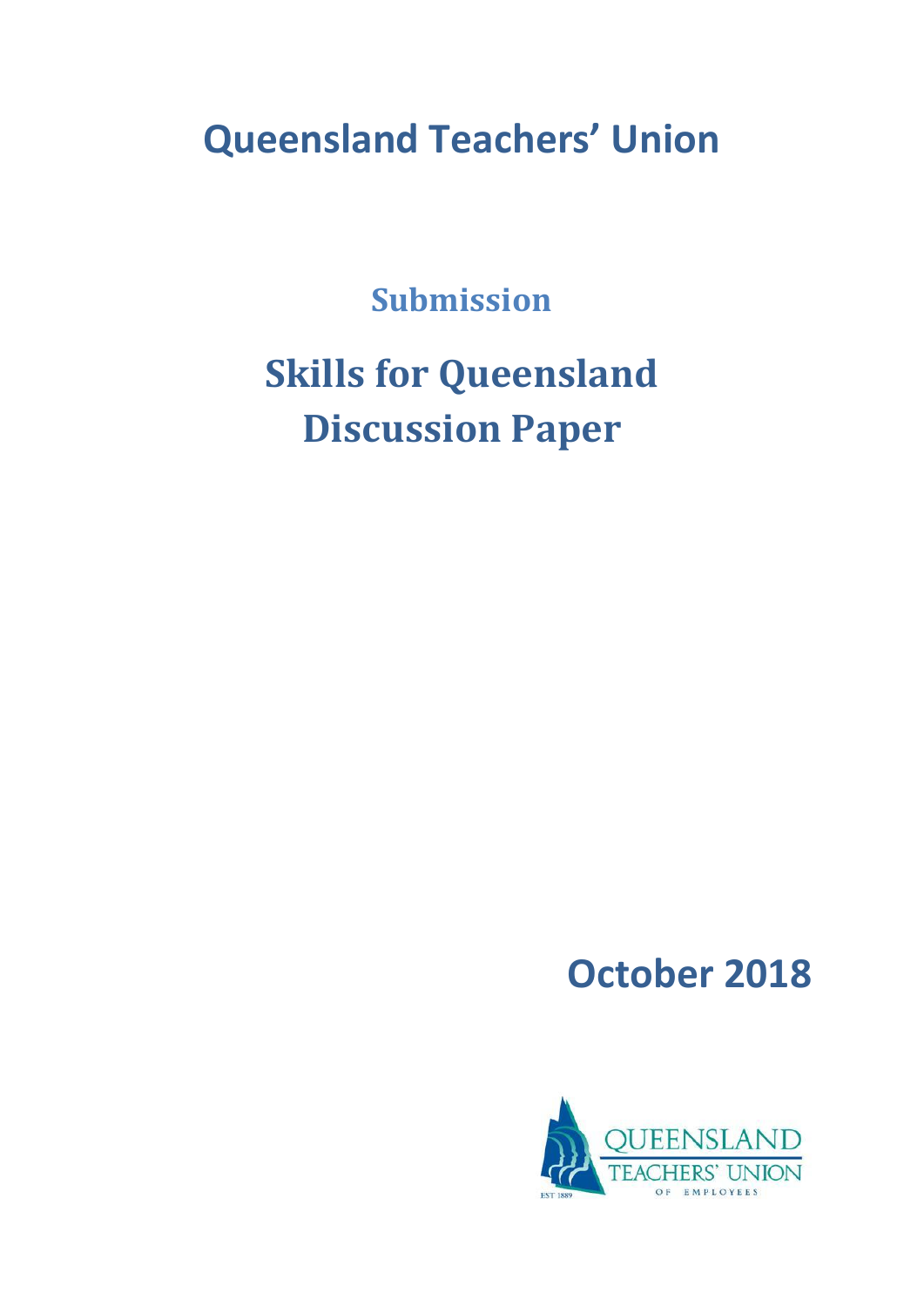# Queensland Teachers' Union

## Submission

# Skills for Queensland Discussion Paper

October 2018

QUEENSLAND TEACHERS' UNION OF EMPLOYEES

EST 1889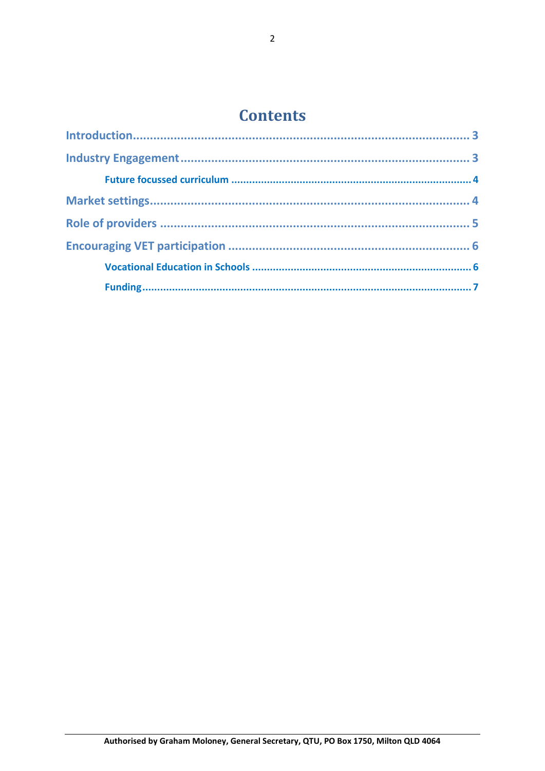# Contents

Introduction........................................................................................... 3

Industry Engagement............................................................................. 3

    Future focussed curriculum ................................................................ 4

Market settings...................................................................................... 4

Role of providers ................................................................................... 5

Encouraging VET participation ............................................................... 6

    Vocational Education in Schools ......................................................... 6

    Funding.............................................................................................. 7

Authorised by Graham Moloney, General Secretary, QTU, PO Box 1750, Milton QLD 4064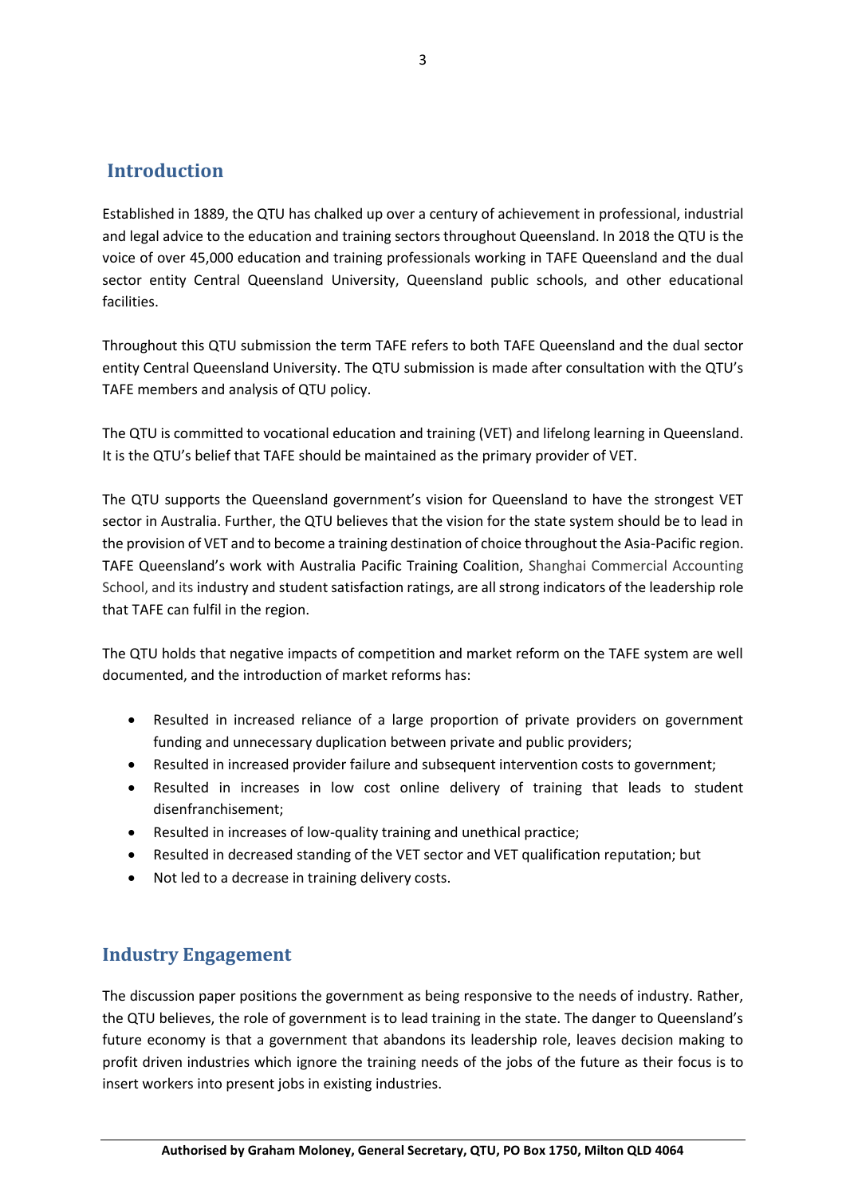## Introduction

Established in 1889, the QTU has chalked up over a century of achievement in professional, industrial and legal advice to the education and training sectors throughout Queensland. In 2018 the QTU is the voice of over 45,000 education and training professionals working in TAFE Queensland and the dual sector entity Central Queensland University, Queensland public schools, and other educational facilities.

Throughout this QTU submission the term TAFE refers to both TAFE Queensland and the dual sector entity Central Queensland University. The QTU submission is made after consultation with the QTU's TAFE members and analysis of QTU policy.

The QTU is committed to vocational education and training (VET) and lifelong learning in Queensland. It is the QTU's belief that TAFE should be maintained as the primary provider of VET.

The QTU supports the Queensland government's vision for Queensland to have the strongest VET sector in Australia. Further, the QTU believes that the vision for the state system should be to lead in the provision of VET and to become a training destination of choice throughout the Asia-Pacific region. TAFE Queensland's work with Australia Pacific Training Coalition, Shanghai Commercial Accounting School, and its industry and student satisfaction ratings, are all strong indicators of the leadership role that TAFE can fulfil in the region.

The QTU holds that negative impacts of competition and market reform on the TAFE system are well documented, and the introduction of market reforms has:

- Resulted in increased reliance of a large proportion of private providers on government funding and unnecessary duplication between private and public providers;
- Resulted in increased provider failure and subsequent intervention costs to government;
- Resulted in increases in low cost online delivery of training that leads to student disenfranchisement;
- Resulted in increases of low-quality training and unethical practice;
- Resulted in decreased standing of the VET sector and VET qualification reputation; but
- Not led to a decrease in training delivery costs.

## Industry Engagement

The discussion paper positions the government as being responsive to the needs of industry. Rather, the QTU believes, the role of government is to lead training in the state. The danger to Queensland's future economy is that a government that abandons its leadership role, leaves decision making to profit driven industries which ignore the training needs of the jobs of the future as their focus is to insert workers into present jobs in existing industries.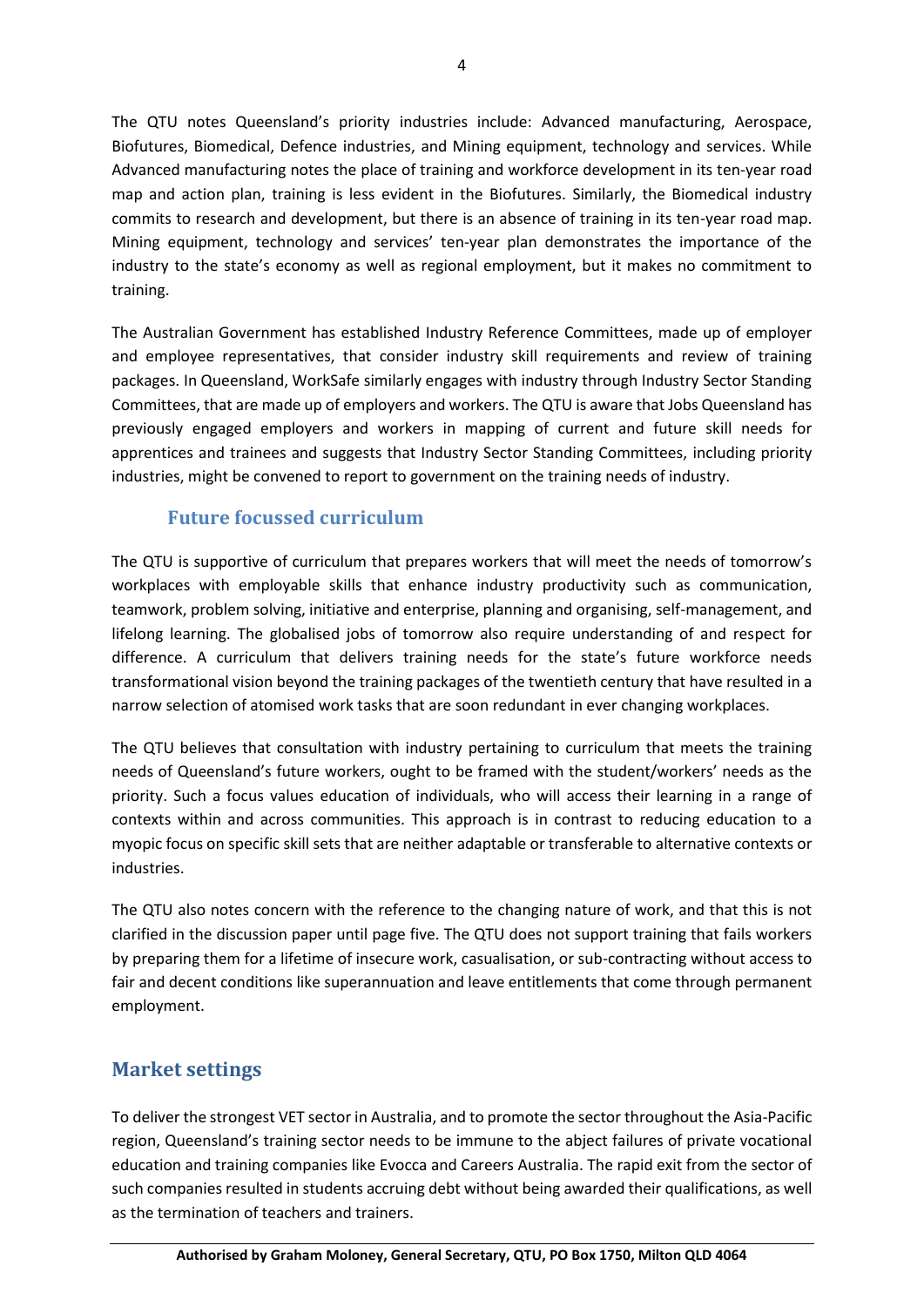The QTU notes Queensland's priority industries include: Advanced manufacturing, Aerospace, Biofutures, Biomedical, Defence industries, and Mining equipment, technology and services. While Advanced manufacturing notes the place of training and workforce development in its ten-year road map and action plan, training is less evident in the Biofutures. Similarly, the Biomedical industry commits to research and development, but there is an absence of training in its ten-year road map. Mining equipment, technology and services' ten-year plan demonstrates the importance of the industry to the state's economy as well as regional employment, but it makes no commitment to training.

The Australian Government has established Industry Reference Committees, made up of employer and employee representatives, that consider industry skill requirements and review of training packages. In Queensland, WorkSafe similarly engages with industry through Industry Sector Standing Committees, that are made up of employers and workers. The QTU is aware that Jobs Queensland has previously engaged employers and workers in mapping of current and future skill needs for apprentices and trainees and suggests that Industry Sector Standing Committees, including priority industries, might be convened to report to government on the training needs of industry.

### Future focussed curriculum

The QTU is supportive of curriculum that prepares workers that will meet the needs of tomorrow's workplaces with employable skills that enhance industry productivity such as communication, teamwork, problem solving, initiative and enterprise, planning and organising, self-management, and lifelong learning. The globalised jobs of tomorrow also require understanding of and respect for difference. A curriculum that delivers training needs for the state's future workforce needs transformational vision beyond the training packages of the twentieth century that have resulted in a narrow selection of atomised work tasks that are soon redundant in ever changing workplaces.

The QTU believes that consultation with industry pertaining to curriculum that meets the training needs of Queensland's future workers, ought to be framed with the student/workers' needs as the priority. Such a focus values education of individuals, who will access their learning in a range of contexts within and across communities. This approach is in contrast to reducing education to a myopic focus on specific skill sets that are neither adaptable or transferable to alternative contexts or industries.

The QTU also notes concern with the reference to the changing nature of work, and that this is not clarified in the discussion paper until page five. The QTU does not support training that fails workers by preparing them for a lifetime of insecure work, casualisation, or sub-contracting without access to fair and decent conditions like superannuation and leave entitlements that come through permanent employment.

## Market settings

To deliver the strongest VET sector in Australia, and to promote the sector throughout the Asia-Pacific region, Queensland's training sector needs to be immune to the abject failures of private vocational education and training companies like Evocca and Careers Australia. The rapid exit from the sector of such companies resulted in students accruing debt without being awarded their qualifications, as well as the termination of teachers and trainers.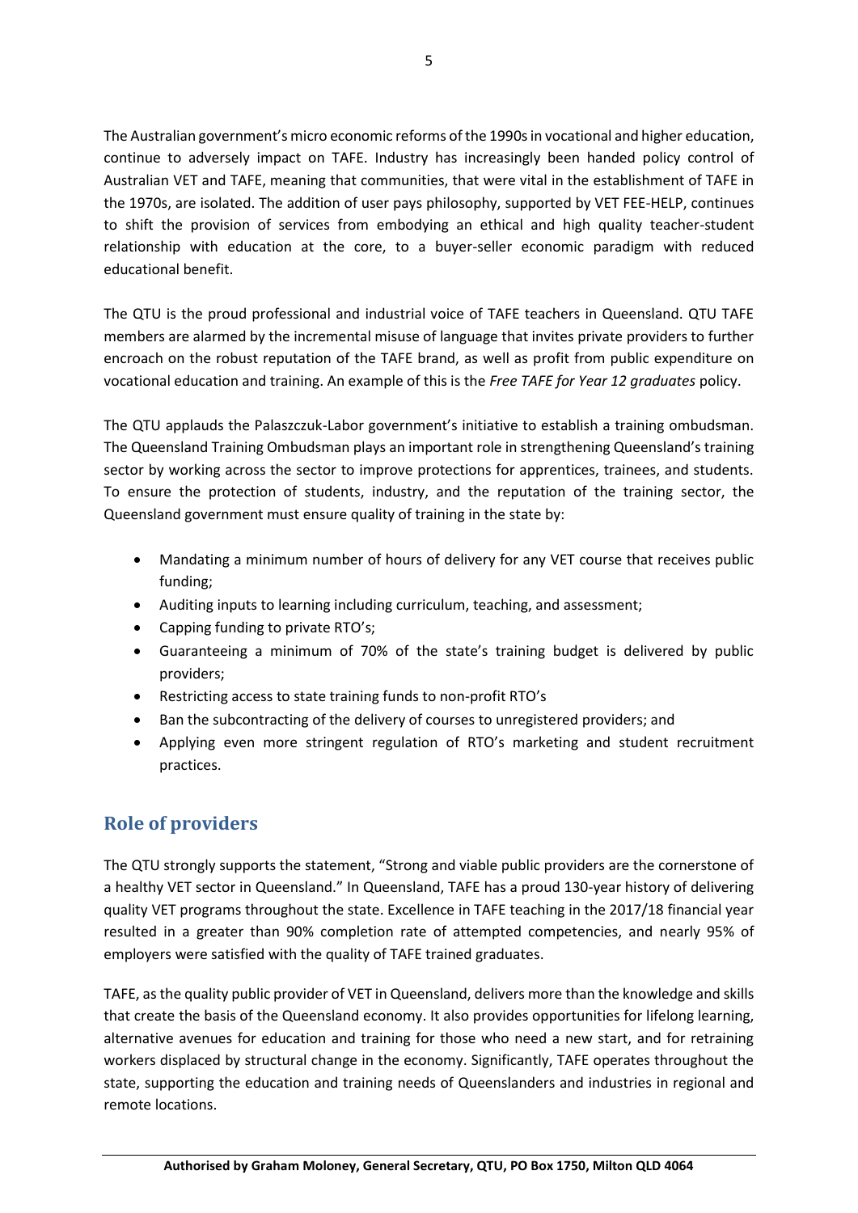The Australian government's micro economic reforms of the 1990s in vocational and higher education, continue to adversely impact on TAFE. Industry has increasingly been handed policy control of Australian VET and TAFE, meaning that communities, that were vital in the establishment of TAFE in the 1970s, are isolated. The addition of user pays philosophy, supported by VET FEE-HELP, continues to shift the provision of services from embodying an ethical and high quality teacher-student relationship with education at the core, to a buyer-seller economic paradigm with reduced educational benefit.

The QTU is the proud professional and industrial voice of TAFE teachers in Queensland. QTU TAFE members are alarmed by the incremental misuse of language that invites private providers to further encroach on the robust reputation of the TAFE brand, as well as profit from public expenditure on vocational education and training. An example of this is the *Free TAFE for Year 12 graduates* policy.

The QTU applauds the Palaszczuk-Labor government's initiative to establish a training ombudsman. The Queensland Training Ombudsman plays an important role in strengthening Queensland's training sector by working across the sector to improve protections for apprentices, trainees, and students. To ensure the protection of students, industry, and the reputation of the training sector, the Queensland government must ensure quality of training in the state by:

- Mandating a minimum number of hours of delivery for any VET course that receives public funding;
- Auditing inputs to learning including curriculum, teaching, and assessment;
- Capping funding to private RTO's;
- Guaranteeing a minimum of 70% of the state's training budget is delivered by public providers;
- Restricting access to state training funds to non-profit RTO's
- Ban the subcontracting of the delivery of courses to unregistered providers; and
- Applying even more stringent regulation of RTO's marketing and student recruitment practices.

## Role of providers

The QTU strongly supports the statement, "Strong and viable public providers are the cornerstone of a healthy VET sector in Queensland." In Queensland, TAFE has a proud 130-year history of delivering quality VET programs throughout the state. Excellence in TAFE teaching in the 2017/18 financial year resulted in a greater than 90% completion rate of attempted competencies, and nearly 95% of employers were satisfied with the quality of TAFE trained graduates.

TAFE, as the quality public provider of VET in Queensland, delivers more than the knowledge and skills that create the basis of the Queensland economy. It also provides opportunities for lifelong learning, alternative avenues for education and training for those who need a new start, and for retraining workers displaced by structural change in the economy. Significantly, TAFE operates throughout the state, supporting the education and training needs of Queenslanders and industries in regional and remote locations.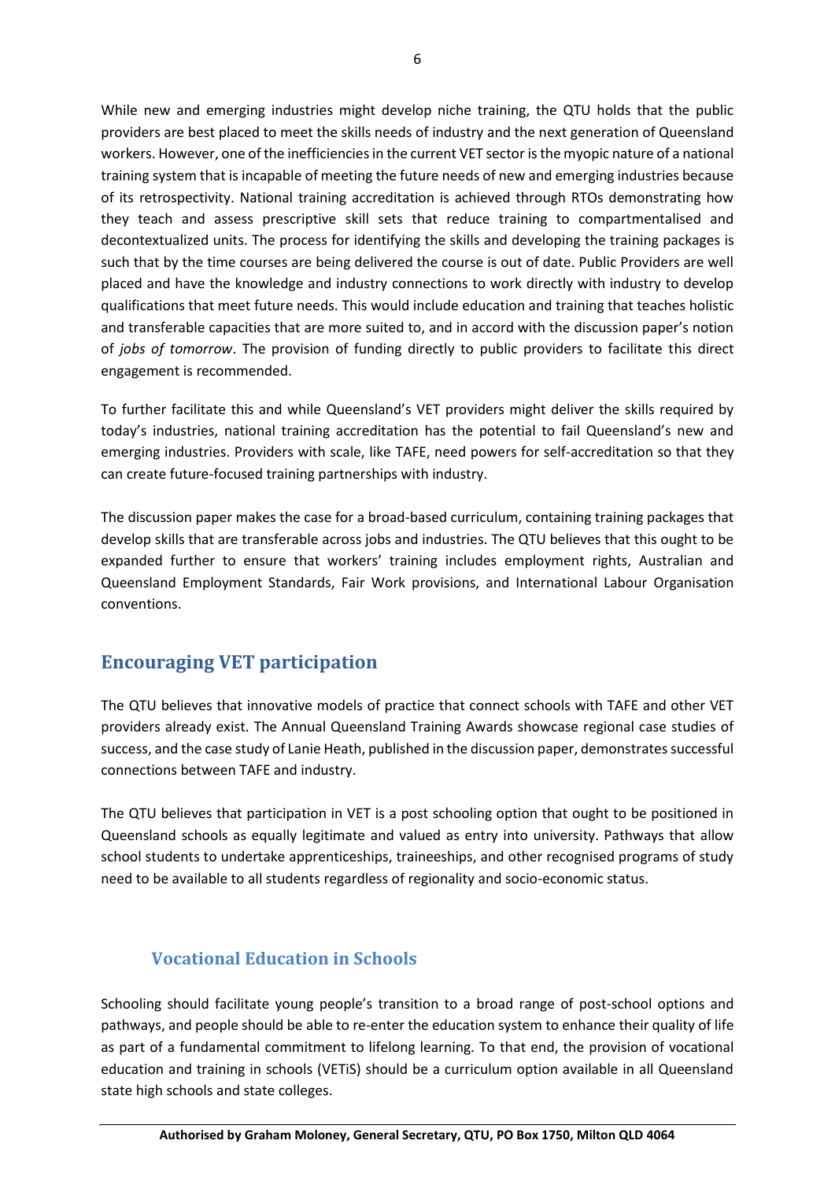While new and emerging industries might develop niche training, the QTU holds that the public providers are best placed to meet the skills needs of industry and the next generation of Queensland workers. However, one of the inefficiencies in the current VET sector is the myopic nature of a national training system that is incapable of meeting the future needs of new and emerging industries because of its retrospectivity. National training accreditation is achieved through RTOs demonstrating how they teach and assess prescriptive skill sets that reduce training to compartmentalised and decontextualized units. The process for identifying the skills and developing the training packages is such that by the time courses are being delivered the course is out of date. Public Providers are well placed and have the knowledge and industry connections to work directly with industry to develop qualifications that meet future needs. This would include education and training that teaches holistic and transferable capacities that are more suited to, and in accord with the discussion paper's notion of *jobs of tomorrow*. The provision of funding directly to public providers to facilitate this direct engagement is recommended.

To further facilitate this and while Queensland's VET providers might deliver the skills required by today's industries, national training accreditation has the potential to fail Queensland's new and emerging industries. Providers with scale, like TAFE, need powers for self-accreditation so that they can create future-focused training partnerships with industry.

The discussion paper makes the case for a broad-based curriculum, containing training packages that develop skills that are transferable across jobs and industries. The QTU believes that this ought to be expanded further to ensure that workers' training includes employment rights, Australian and Queensland Employment Standards, Fair Work provisions, and International Labour Organisation conventions.

## Encouraging VET participation

The QTU believes that innovative models of practice that connect schools with TAFE and other VET providers already exist. The Annual Queensland Training Awards showcase regional case studies of success, and the case study of Lanie Heath, published in the discussion paper, demonstrates successful connections between TAFE and industry.

The QTU believes that participation in VET is a post schooling option that ought to be positioned in Queensland schools as equally legitimate and valued as entry into university. Pathways that allow school students to undertake apprenticeships, traineeships, and other recognised programs of study need to be available to all students regardless of regionality and socio-economic status.

### Vocational Education in Schools

Schooling should facilitate young people's transition to a broad range of post-school options and pathways, and people should be able to re-enter the education system to enhance their quality of life as part of a fundamental commitment to lifelong learning. To that end, the provision of vocational education and training in schools (VETiS) should be a curriculum option available in all Queensland state high schools and state colleges.

**Authorised by Graham Moloney, General Secretary, QTU, PO Box 1750, Milton QLD 4064**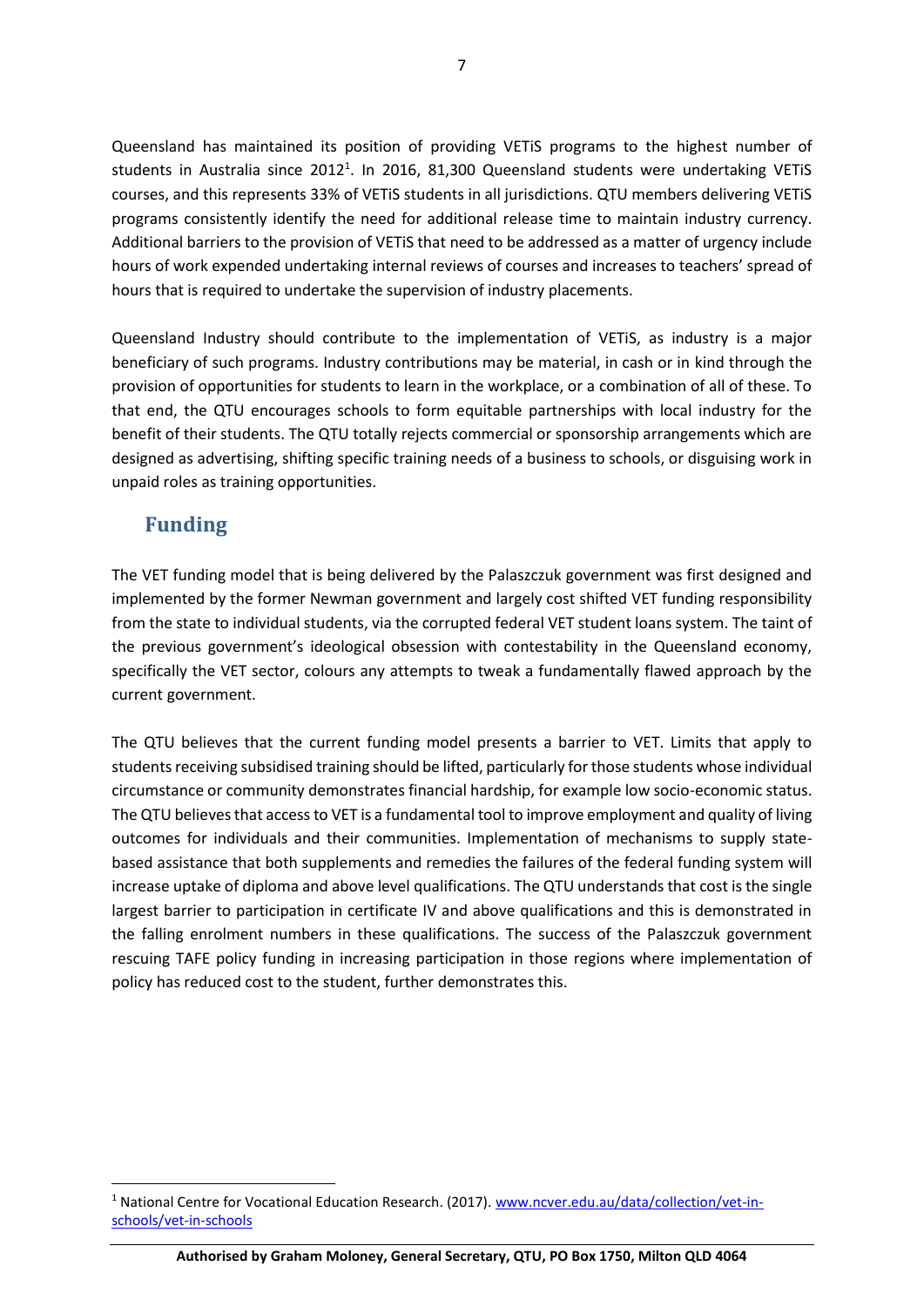Queensland has maintained its position of providing VETiS programs to the highest number of students in Australia since 2012[1]. In 2016, 81,300 Queensland students were undertaking VETiS courses, and this represents 33% of VETiS students in all jurisdictions. QTU members delivering VETiS programs consistently identify the need for additional release time to maintain industry currency. Additional barriers to the provision of VETiS that need to be addressed as a matter of urgency include hours of work expended undertaking internal reviews of courses and increases to teachers' spread of hours that is required to undertake the supervision of industry placements.

Queensland Industry should contribute to the implementation of VETiS, as industry is a major beneficiary of such programs. Industry contributions may be material, in cash or in kind through the provision of opportunities for students to learn in the workplace, or a combination of all of these. To that end, the QTU encourages schools to form equitable partnerships with local industry for the benefit of their students. The QTU totally rejects commercial or sponsorship arrangements which are designed as advertising, shifting specific training needs of a business to schools, or disguising work in unpaid roles as training opportunities.

## Funding

The VET funding model that is being delivered by the Palaszczuk government was first designed and implemented by the former Newman government and largely cost shifted VET funding responsibility from the state to individual students, via the corrupted federal VET student loans system. The taint of the previous government's ideological obsession with contestability in the Queensland economy, specifically the VET sector, colours any attempts to tweak a fundamentally flawed approach by the current government.

The QTU believes that the current funding model presents a barrier to VET. Limits that apply to students receiving subsidised training should be lifted, particularly for those students whose individual circumstance or community demonstrates financial hardship, for example low socio-economic status. The QTU believes that access to VET is a fundamental tool to improve employment and quality of living outcomes for individuals and their communities. Implementation of mechanisms to supply state-based assistance that both supplements and remedies the failures of the federal funding system will increase uptake of diploma and above level qualifications. The QTU understands that cost is the single largest barrier to participation in certificate IV and above qualifications and this is demonstrated in the falling enrolment numbers in these qualifications. The success of the Palaszczuk government rescuing TAFE policy funding in increasing participation in those regions where implementation of policy has reduced cost to the student, further demonstrates this.

---

[1] National Centre for Vocational Education Research. (2017). [www.ncver.edu.au/data/collection/vet-in-schools/vet-in-schools](http://www.ncver.edu.au/data/collection/vet-in-schools/vet-in-schools)

**Authorised by Graham Moloney, General Secretary, QTU, PO Box 1750, Milton QLD 4064**